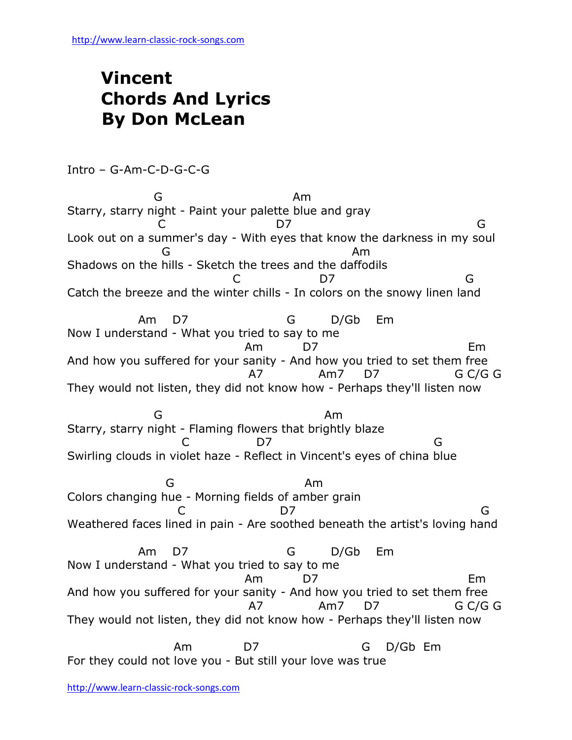http://www.learn-classic-rock-songs.com

# Vincent
# Chords And Lyrics
# By Don McLean

Intro – G-Am-C-D-G-C-G

```
                 G                           Am
Starry, starry night - Paint your palette blue and gray
                  C                        D7                              G
Look out on a summer's day - With eyes that know the darkness in my soul
                  G                            Am
Shadows on the hills - Sketch the trees and the daffodils
                                C               D7                        G
Catch the breeze and the winter chills - In colors on the snowy linen land

              Am    D7                    G        D/Gb    Em
Now I understand - What you tried to say to me
                                   Am         D7                          Em
And how you suffered for your sanity - And how you tried to set them free
                                    A7           Am7     D7               G C/G G
They would not listen, they did not know how - Perhaps they'll listen now

              G                               Am
Starry, starry night - Flaming flowers that brightly blaze
                      C            D7                          G
Swirling clouds in violet haze - Reflect in Vincent's eyes of china blue

                  G                         Am
Colors changing hue - Morning fields of amber grain
                     C                D7                              G
Weathered faces lined in pain - Are soothed beneath the artist's loving hand

              Am    D7                    G        D/Gb    Em
Now I understand - What you tried to say to me
                                   Am         D7                          Em
And how you suffered for your sanity - And how you tried to set them free
                                    A7           Am7     D7               G C/G G
They would not listen, they did not know how - Perhaps they'll listen now

                     Am           D7                     G    D/Gb  Em
For they could not love you - But still your love was true
```

http://www.learn-classic-rock-songs.com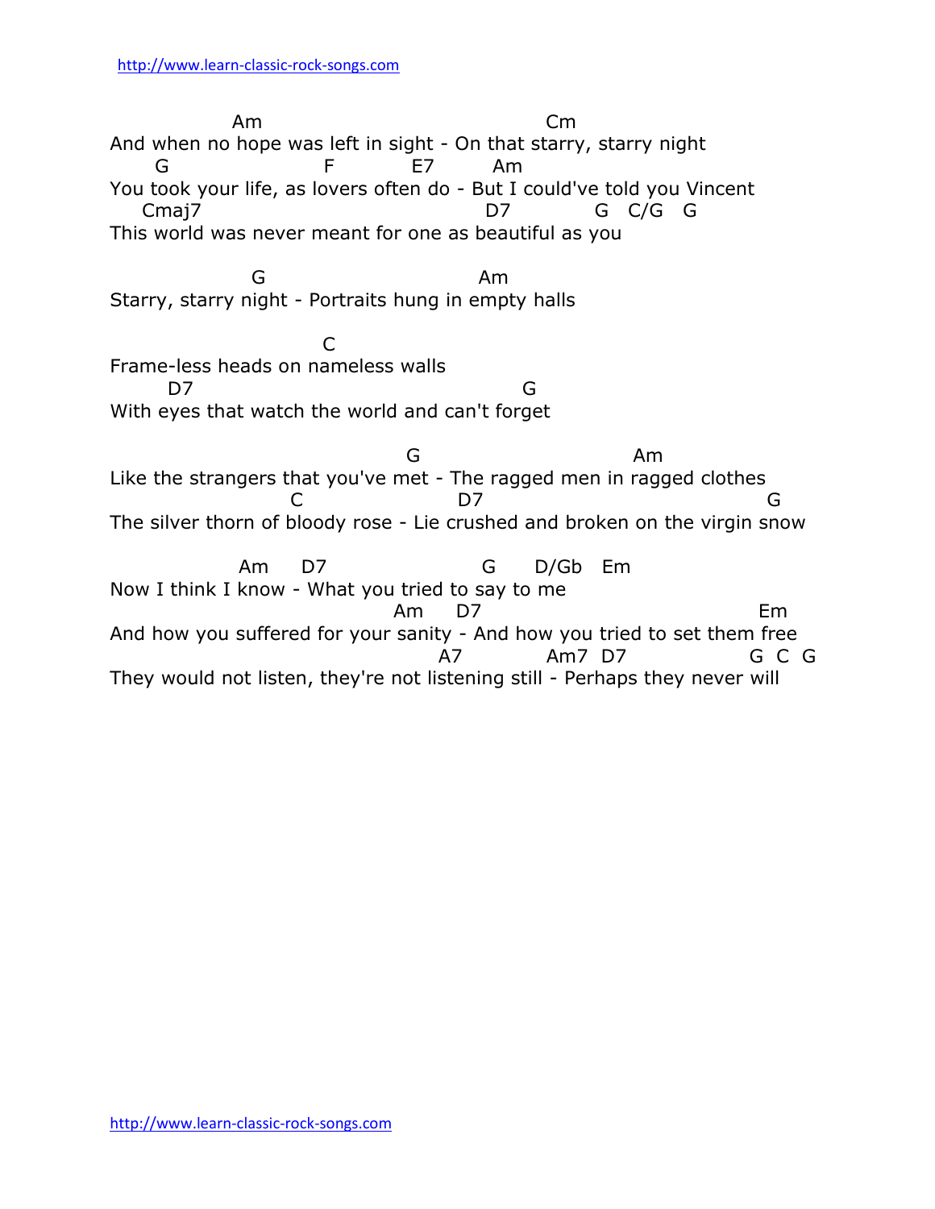```
                Am                                      Cm
And when no hope was left in sight - On that starry, starry night
      G                    F           E7        Am
You took your life, as lovers often do - But I could've told you Vincent
    Cmaj7                                   D7          G   C/G   G
This world was never meant for one as beautiful as you

                  G                            Am
Starry, starry night - Portraits hung in empty halls

                          C
Frame-less heads on nameless walls
       D7                                    G
With eyes that watch the world and can't forget

                                      G                           Am
Like the strangers that you've met - The ragged men in ragged clothes
                         C                  D7                                  G
The silver thorn of bloody rose - Lie crushed and broken on the virgin snow

                 Am     D7                   G      D/Gb   Em
Now I think I know - What you tried to say to me
                                    Am     D7                                 Em
And how you suffered for your sanity - And how you tried to set them free
                                         A7            Am7  D7                G  C  G
They would not listen, they're not listening still - Perhaps they never will
```